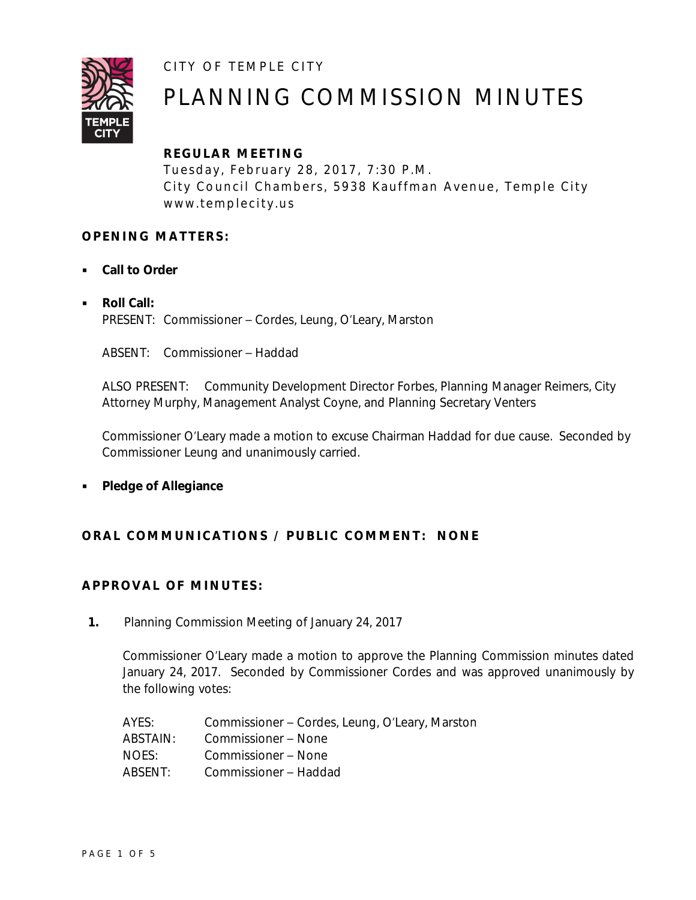CITY OF TEMPLE CITY

# PLANNING COMMISSION MINUTES

**REGULAR MEETING**
Tuesday, February 28, 2017, 7:30 P.M.
City Council Chambers, 5938 Kauffman Avenue, Temple City
www.templecity.us

## OPENING MATTERS:

- **Call to Order**

- **Roll Call:**
  PRESENT: Commissioner – Cordes, Leung, O'Leary, Marston

  ABSENT: Commissioner – Haddad

  ALSO PRESENT: Community Development Director Forbes, Planning Manager Reimers, City Attorney Murphy, Management Analyst Coyne, and Planning Secretary Venters

  Commissioner O'Leary made a motion to excuse Chairman Haddad for due cause. Seconded by Commissioner Leung and unanimously carried.

- **Pledge of Allegiance**

## ORAL COMMUNICATIONS / PUBLIC COMMENT: NONE

## APPROVAL OF MINUTES:

**1.** Planning Commission Meeting of January 24, 2017

Commissioner O'Leary made a motion to approve the Planning Commission minutes dated January 24, 2017. Seconded by Commissioner Cordes and was approved unanimously by the following votes:

| | |
|---|---|
| AYES: | Commissioner – Cordes, Leung, O'Leary, Marston |
| ABSTAIN: | Commissioner – None |
| NOES: | Commissioner – None |
| ABSENT: | Commissioner – Haddad |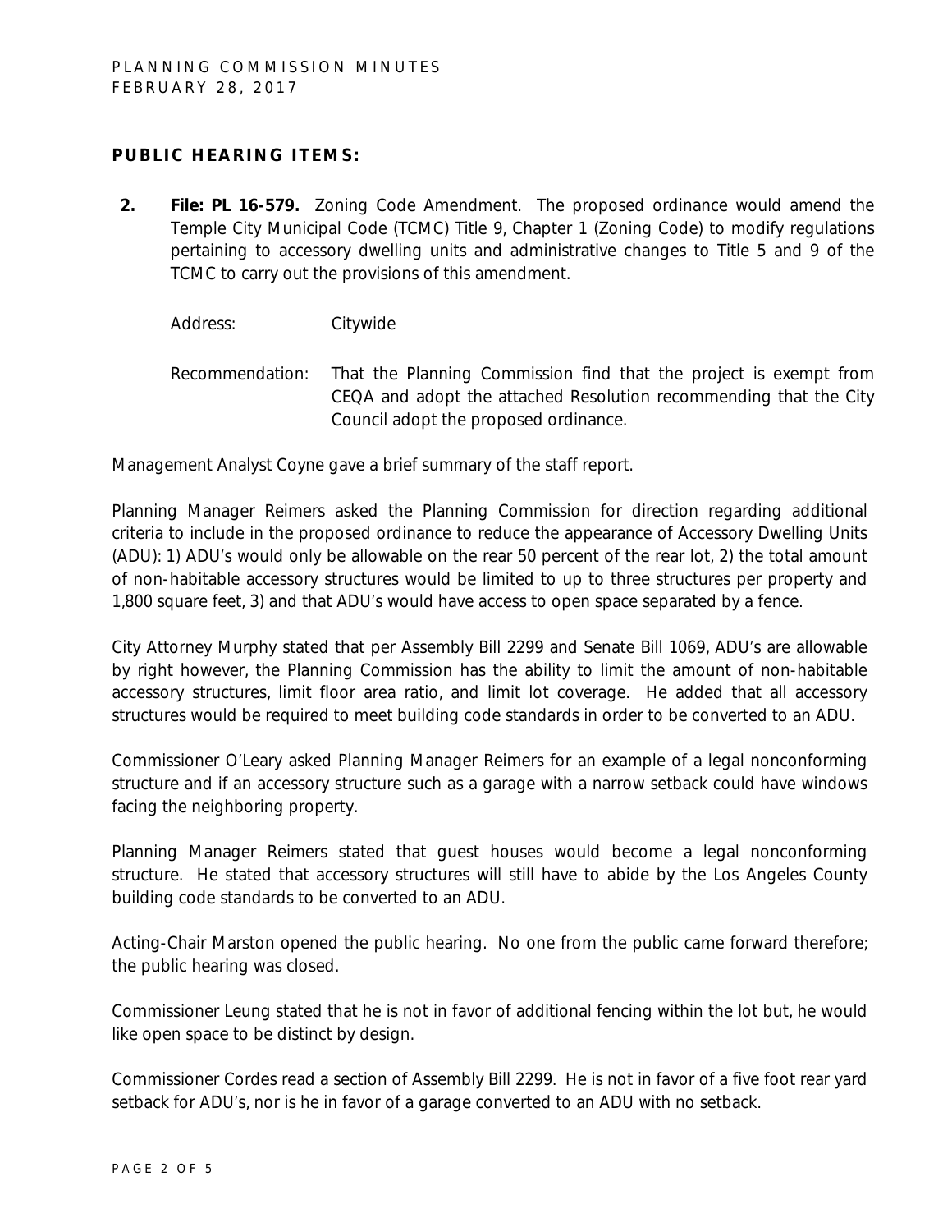## PUBLIC HEARING ITEMS:

2. **File: PL 16-579.** Zoning Code Amendment. The proposed ordinance would amend the Temple City Municipal Code (TCMC) Title 9, Chapter 1 (Zoning Code) to modify regulations pertaining to accessory dwelling units and administrative changes to Title 5 and 9 of the TCMC to carry out the provisions of this amendment.

   Address: Citywide

   Recommendation: That the Planning Commission find that the project is exempt from CEQA and adopt the attached Resolution recommending that the City Council adopt the proposed ordinance.

Management Analyst Coyne gave a brief summary of the staff report.

Planning Manager Reimers asked the Planning Commission for direction regarding additional criteria to include in the proposed ordinance to reduce the appearance of Accessory Dwelling Units (ADU): 1) ADU's would only be allowable on the rear 50 percent of the rear lot, 2) the total amount of non-habitable accessory structures would be limited to up to three structures per property and 1,800 square feet, 3) and that ADU's would have access to open space separated by a fence.

City Attorney Murphy stated that per Assembly Bill 2299 and Senate Bill 1069, ADU's are allowable by right however, the Planning Commission has the ability to limit the amount of non-habitable accessory structures, limit floor area ratio, and limit lot coverage. He added that all accessory structures would be required to meet building code standards in order to be converted to an ADU.

Commissioner O'Leary asked Planning Manager Reimers for an example of a legal nonconforming structure and if an accessory structure such as a garage with a narrow setback could have windows facing the neighboring property.

Planning Manager Reimers stated that guest houses would become a legal nonconforming structure. He stated that accessory structures will still have to abide by the Los Angeles County building code standards to be converted to an ADU.

Acting-Chair Marston opened the public hearing. No one from the public came forward therefore; the public hearing was closed.

Commissioner Leung stated that he is not in favor of additional fencing within the lot but, he would like open space to be distinct by design.

Commissioner Cordes read a section of Assembly Bill 2299. He is not in favor of a five foot rear yard setback for ADU's, nor is he in favor of a garage converted to an ADU with no setback.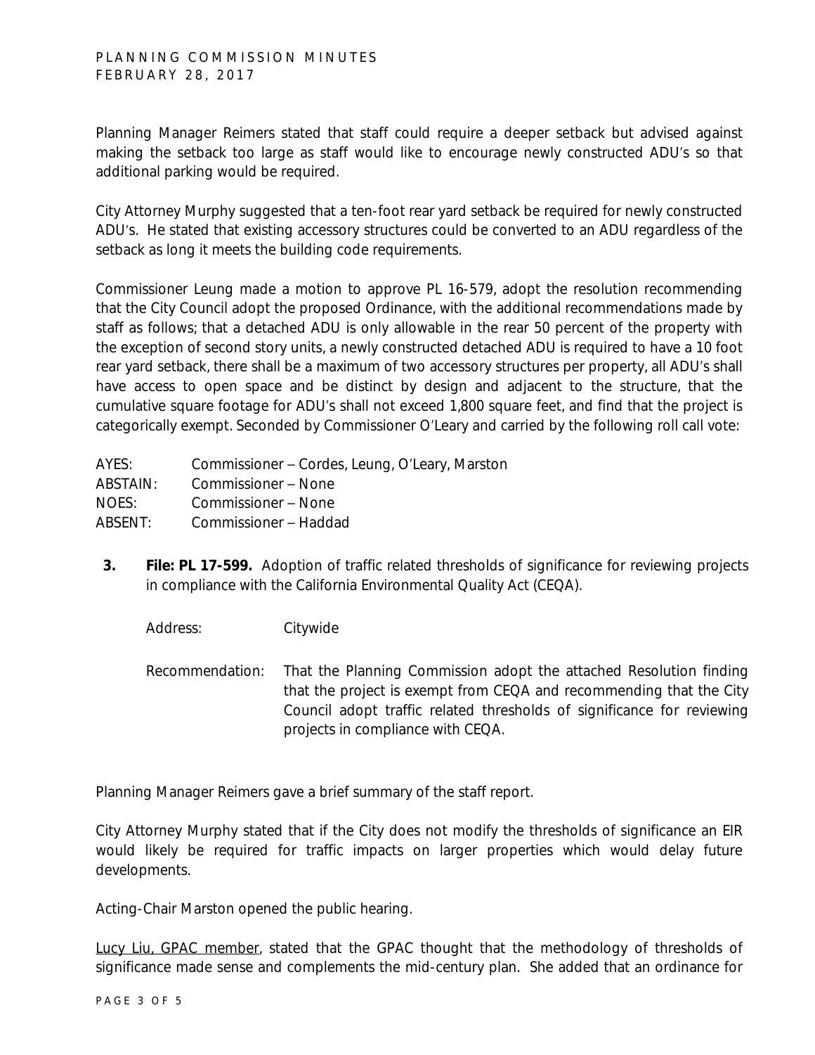Planning Manager Reimers stated that staff could require a deeper setback but advised against making the setback too large as staff would like to encourage newly constructed ADU's so that additional parking would be required.

City Attorney Murphy suggested that a ten-foot rear yard setback be required for newly constructed ADU's. He stated that existing accessory structures could be converted to an ADU regardless of the setback as long it meets the building code requirements.

Commissioner Leung made a motion to approve PL 16-579, adopt the resolution recommending that the City Council adopt the proposed Ordinance, with the additional recommendations made by staff as follows; that a detached ADU is only allowable in the rear 50 percent of the property with the exception of second story units, a newly constructed detached ADU is required to have a 10 foot rear yard setback, there shall be a maximum of two accessory structures per property, all ADU's shall have access to open space and be distinct by design and adjacent to the structure, that the cumulative square footage for ADU's shall not exceed 1,800 square feet, and find that the project is categorically exempt. Seconded by Commissioner O'Leary and carried by the following roll call vote:

AYES: Commissioner – Cordes, Leung, O'Leary, Marston
ABSTAIN: Commissioner – None
NOES: Commissioner – None
ABSENT: Commissioner – Haddad

**3. File: PL 17-599.** Adoption of traffic related thresholds of significance for reviewing projects in compliance with the California Environmental Quality Act (CEQA).

Address: Citywide

Recommendation: That the Planning Commission adopt the attached Resolution finding that the project is exempt from CEQA and recommending that the City Council adopt traffic related thresholds of significance for reviewing projects in compliance with CEQA.

Planning Manager Reimers gave a brief summary of the staff report.

City Attorney Murphy stated that if the City does not modify the thresholds of significance an EIR would likely be required for traffic impacts on larger properties which would delay future developments.

Acting-Chair Marston opened the public hearing.

Lucy Liu, GPAC member, stated that the GPAC thought that the methodology of thresholds of significance made sense and complements the mid-century plan. She added that an ordinance for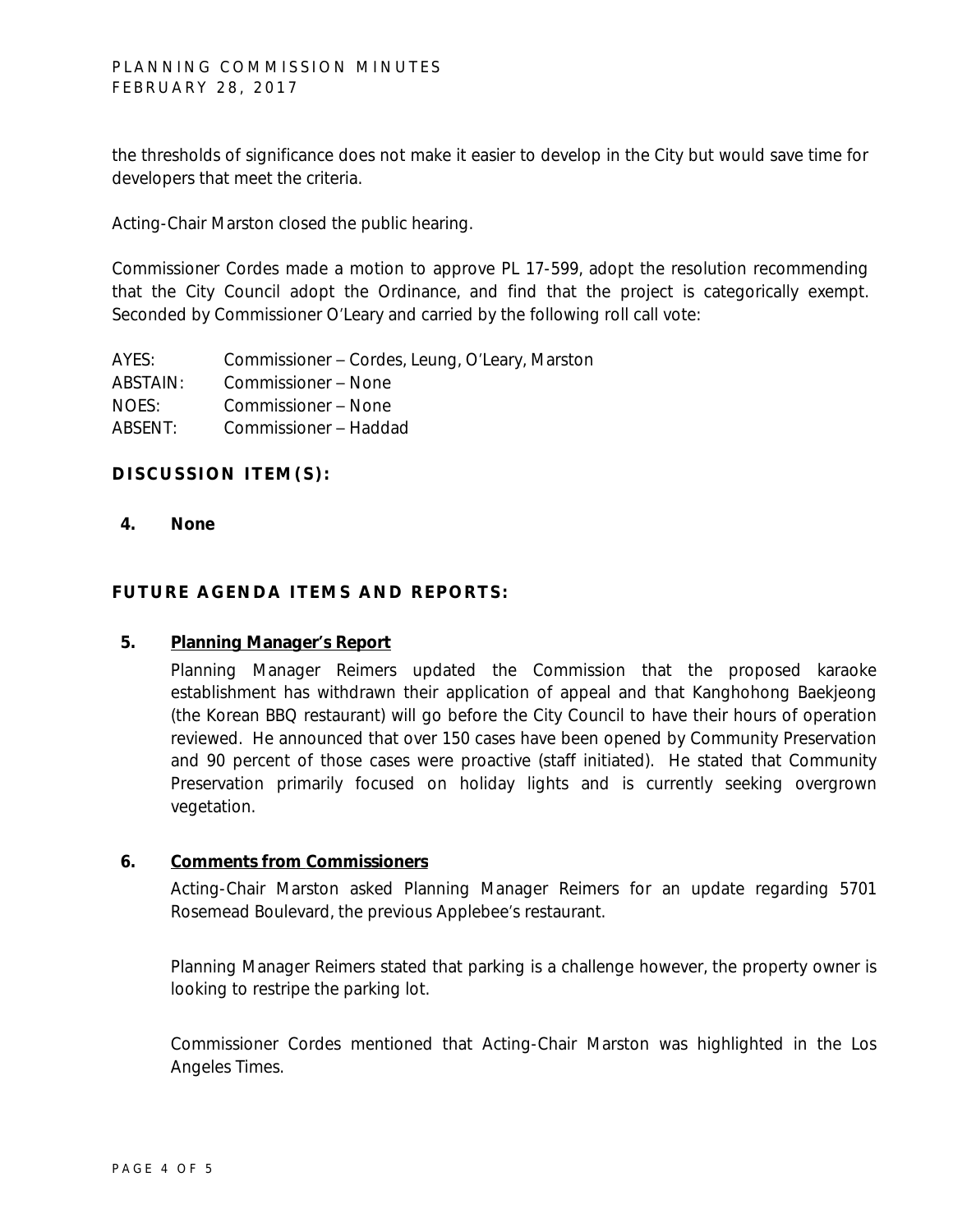the thresholds of significance does not make it easier to develop in the City but would save time for developers that meet the criteria.

Acting-Chair Marston closed the public hearing.

Commissioner Cordes made a motion to approve PL 17-599, adopt the resolution recommending that the City Council adopt the Ordinance, and find that the project is categorically exempt. Seconded by Commissioner O'Leary and carried by the following roll call vote:

AYES: Commissioner – Cordes, Leung, O'Leary, Marston
ABSTAIN: Commissioner – None
NOES: Commissioner – None
ABSENT: Commissioner – Haddad

## DISCUSSION ITEM(S):

**4. None**

## FUTURE AGENDA ITEMS AND REPORTS:

**5. Planning Manager's Report**

Planning Manager Reimers updated the Commission that the proposed karaoke establishment has withdrawn their application of appeal and that Kanghohong Baekjeong (the Korean BBQ restaurant) will go before the City Council to have their hours of operation reviewed. He announced that over 150 cases have been opened by Community Preservation and 90 percent of those cases were proactive (staff initiated). He stated that Community Preservation primarily focused on holiday lights and is currently seeking overgrown vegetation.

**6. Comments from Commissioners**

Acting-Chair Marston asked Planning Manager Reimers for an update regarding 5701 Rosemead Boulevard, the previous Applebee's restaurant.

Planning Manager Reimers stated that parking is a challenge however, the property owner is looking to restripe the parking lot.

Commissioner Cordes mentioned that Acting-Chair Marston was highlighted in the Los Angeles Times.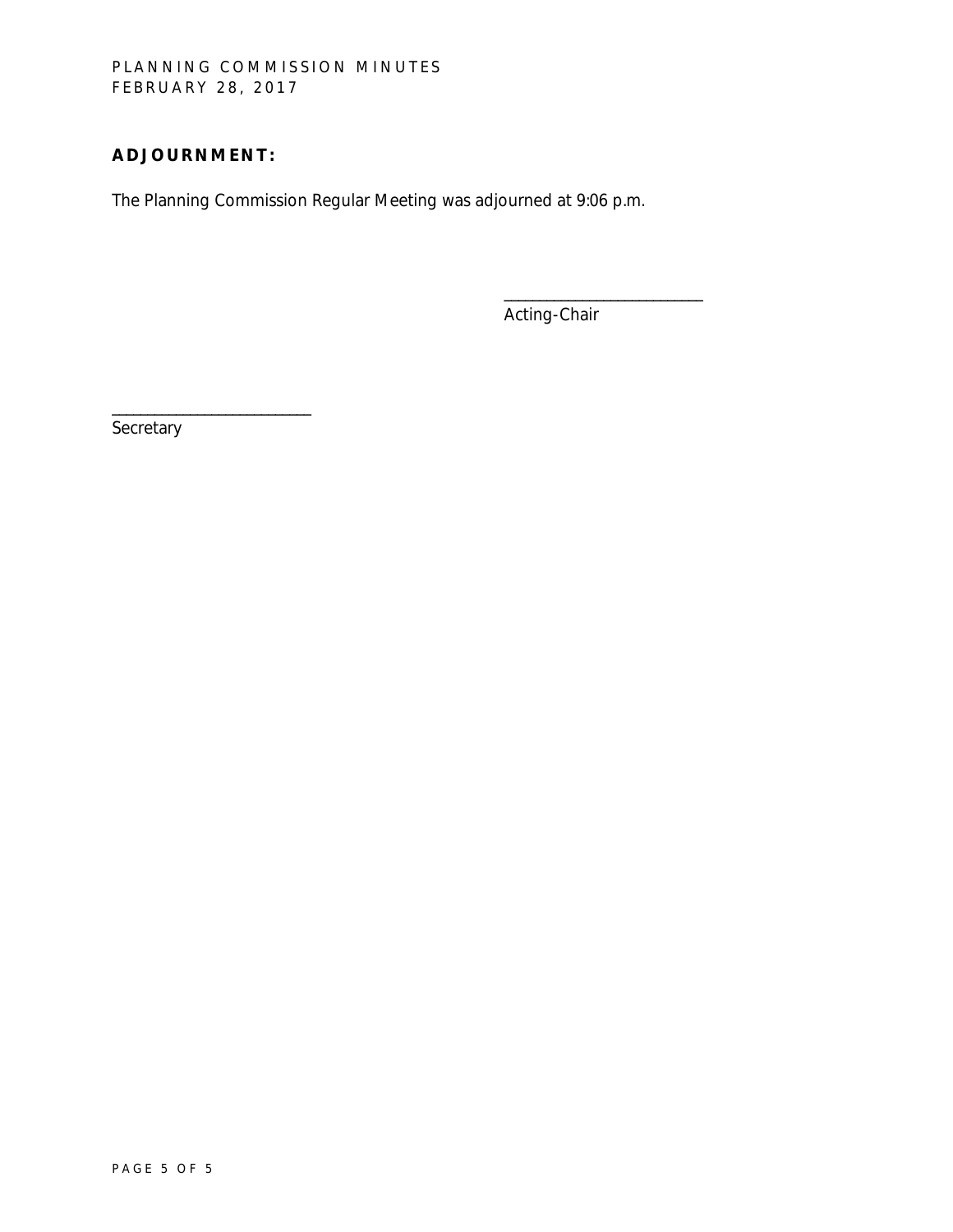## ADJOURNMENT:

The Planning Commission Regular Meeting was adjourned at 9:06 p.m.

\_\_\_\_\_\_\_\_\_\_\_\_\_\_\_\_\_\_\_\_\_\_\_\_
Acting-Chair

\_\_\_\_\_\_\_\_\_\_\_\_\_\_\_\_\_\_\_\_\_\_\_\_
Secretary